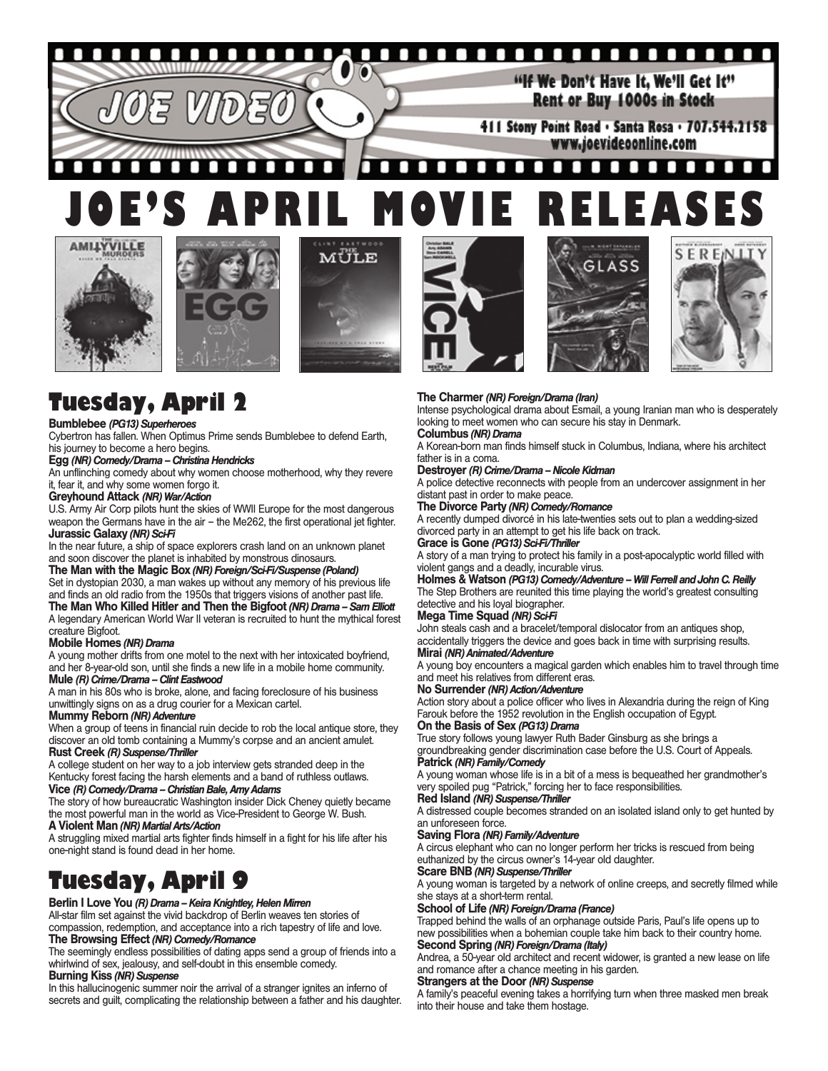JOE VIDEO

"If We Don't Have It, We'll Get It"
Rent or Buy 1000s in Stock

411 Stony Point Road • Santa Rosa • 707.544.2158
www.joevideoonline.com

# JOE'S APRIL MOVIE RELEASES

## Tuesday, April 2

**Bumblebee** ***(PG13) Superheroes***
Cybertron has fallen. When Optimus Prime sends Bumblebee to defend Earth, his journey to become a hero begins.

**Egg** ***(NR) Comedy/Drama – Christina Hendricks***
An unflinching comedy about why women choose motherhood, why they revere it, fear it, and why some women forgo it.

**Greyhound Attack** ***(NR) War/Action***
U.S. Army Air Corp pilots hunt the skies of WWII Europe for the most dangerous weapon the Germans have in the air – the Me262, the first operational jet fighter.

**Jurassic Galaxy** ***(NR) Sci-Fi***
In the near future, a ship of space explorers crash land on an unknown planet and soon discover the planet is inhabited by monstrous dinosaurs.

**The Man with the Magic Box** ***(NR) Foreign/Sci-Fi/Suspense (Poland)***
Set in dystopian 2030, a man wakes up without any memory of his previous life and finds an old radio from the 1950s that triggers visions of another past life.

**The Man Who Killed Hitler and Then the Bigfoot** ***(NR) Drama – Sam Elliott***
A legendary American World War II veteran is recruited to hunt the mythical forest creature Bigfoot.

**Mobile Homes** ***(NR) Drama***
A young mother drifts from one motel to the next with her intoxicated boyfriend, and her 8-year-old son, until she finds a new life in a mobile home community.

**Mule** ***(R) Crime/Drama – Clint Eastwood***
A man in his 80s who is broke, alone, and facing foreclosure of his business unwittingly signs on as a drug courier for a Mexican cartel.

**Mummy Reborn** ***(NR) Adventure***
When a group of teens in financial ruin decide to rob the local antique store, they discover an old tomb containing a Mummy's corpse and an ancient amulet.

**Rust Creek** ***(R) Suspense/Thriller***
A college student on her way to a job interview gets stranded deep in the Kentucky forest facing the harsh elements and a band of ruthless outlaws.

**Vice** ***(R) Comedy/Drama – Christian Bale, Amy Adams***
The story of how bureaucratic Washington insider Dick Cheney quietly became the most powerful man in the world as Vice-President to George W. Bush.

**A Violent Man** ***(NR) Martial Arts/Action***
A struggling mixed martial arts fighter finds himself in a fight for his life after his one-night stand is found dead in her home.

## Tuesday, April 9

**Berlin I Love You** ***(R) Drama – Keira Knightley, Helen Mirren***
All-star film set against the vivid backdrop of Berlin weaves ten stories of compassion, redemption, and acceptance into a rich tapestry of life and love.

**The Browsing Effect** ***(NR) Comedy/Romance***
The seemingly endless possibilities of dating apps send a group of friends into a whirlwind of sex, jealousy, and self-doubt in this ensemble comedy.

**Burning Kiss** ***(NR) Suspense***
In this hallucinogenic summer noir the arrival of a stranger ignites an inferno of secrets and guilt, complicating the relationship between a father and his daughter.

**The Charmer** ***(NR) Foreign/Drama (Iran)***
Intense psychological drama about Esmail, a young Iranian man who is desperately looking to meet women who can secure his stay in Denmark.

**Columbus** ***(NR) Drama***
A Korean-born man finds himself stuck in Columbus, Indiana, where his architect father is in a coma.

**Destroyer** ***(R) Crime/Drama – Nicole Kidman***
A police detective reconnects with people from an undercover assignment in her distant past in order to make peace.

**The Divorce Party** ***(NR) Comedy/Romance***
A recently dumped divorcé in his late-twenties sets out to plan a wedding-sized divorced party in an attempt to get his life back on track.

**Grace is Gone** ***(PG13) Sci-Fi/Thriller***
A story of a man trying to protect his family in a post-apocalyptic world filled with violent gangs and a deadly, incurable virus.

**Holmes & Watson** ***(PG13) Comedy/Adventure – Will Ferrell and John C. Reilly***
The Step Brothers are reunited this time playing the world's greatest consulting detective and his loyal biographer.

**Mega Time Squad** ***(NR) Sci-Fi***
John steals cash and a bracelet/temporal dislocator from an antiques shop, accidentally triggers the device and goes back in time with surprising results.

**Mirai** ***(NR) Animated/Adventure***
A young boy encounters a magical garden which enables him to travel through time and meet his relatives from different eras.

**No Surrender** ***(NR) Action/Adventure***
Action story about a police officer who lives in Alexandria during the reign of King Farouk before the 1952 revolution in the English occupation of Egypt.

**On the Basis of Sex** ***(PG13) Drama***
True story follows young lawyer Ruth Bader Ginsburg as she brings a groundbreaking gender discrimination case before the U.S. Court of Appeals.

**Patrick** ***(NR) Family/Comedy***
A young woman whose life is in a bit of a mess is bequeathed her grandmother's very spoiled pug "Patrick," forcing her to face responsibilities.

**Red Island** ***(NR) Suspense/Thriller***
A distressed couple becomes stranded on an isolated island only to get hunted by an unforeseen force.

**Saving Flora** ***(NR) Family/Adventure***
A circus elephant who can no longer perform her tricks is rescued from being euthanized by the circus owner's 14-year old daughter.

**Scare BNB** ***(NR) Suspense/Thriller***
A young woman is targeted by a network of online creeps, and secretly filmed while she stays at a short-term rental.

**School of Life** ***(NR) Foreign/Drama (France)***
Trapped behind the walls of an orphanage outside Paris, Paul's life opens up to new possibilities when a bohemian couple take him back to their country home.

**Second Spring** ***(NR) Foreign/Drama (Italy)***
Andrea, a 50-year old architect and recent widower, is granted a new lease on life and romance after a chance meeting in his garden.

**Strangers at the Door** ***(NR) Suspense***
A family's peaceful evening takes a horrifying turn when three masked men break into their house and take them hostage.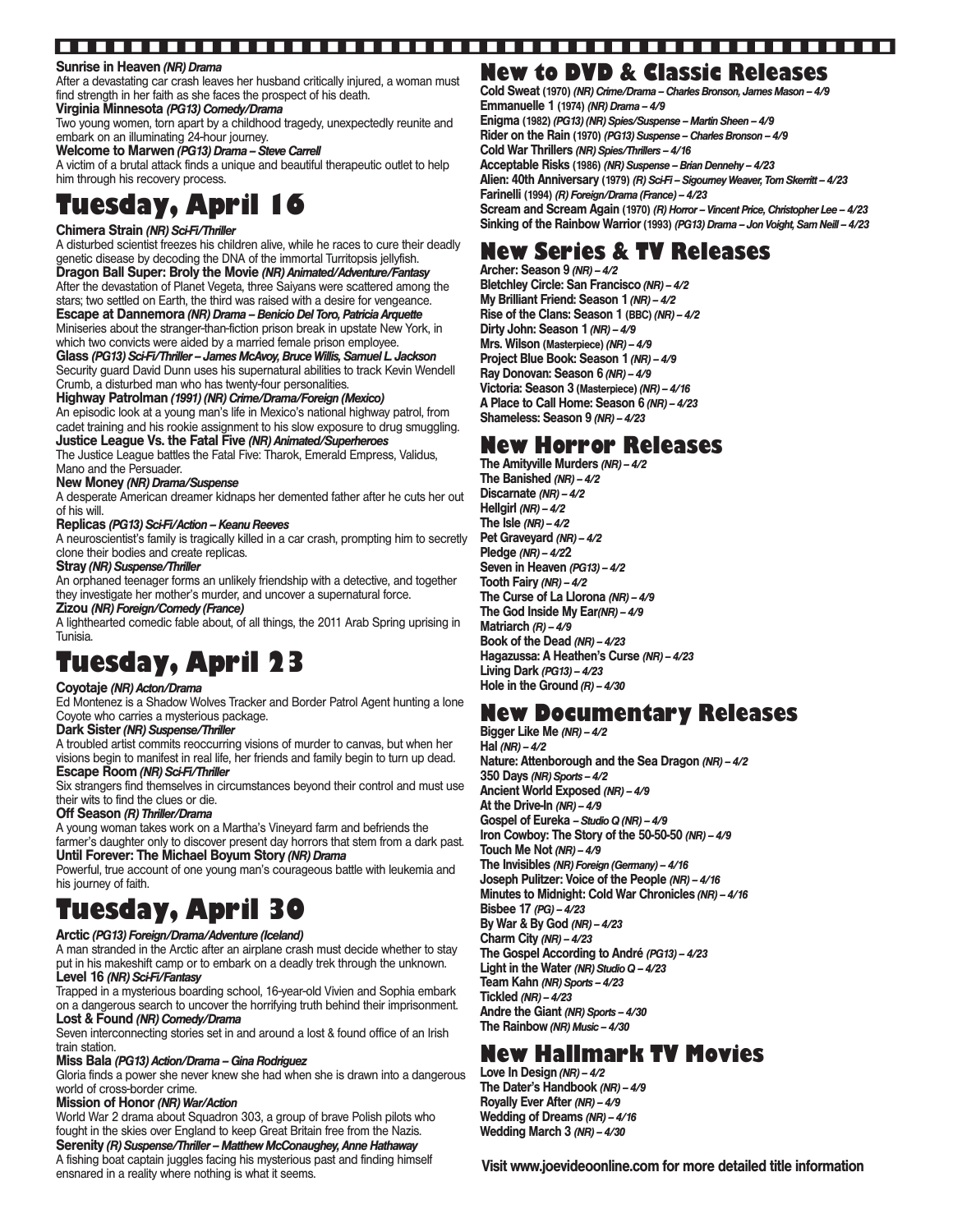**Sunrise in Heaven** *(NR) Drama*
After a devastating car crash leaves her husband critically injured, a woman must find strength in her faith as she faces the prospect of his death.

**Virginia Minnesota** *(PG13) Comedy/Drama*
Two young women, torn apart by a childhood tragedy, unexpectedly reunite and embark on an illuminating 24-hour journey.

**Welcome to Marwen** *(PG13) Drama – Steve Carrell*
A victim of a brutal attack finds a unique and beautiful therapeutic outlet to help him through his recovery process.

# Tuesday, April 16

**Chimera Strain** *(NR) Sci-Fi/Thriller*
A disturbed scientist freezes his children alive, while he races to cure their deadly genetic disease by decoding the DNA of the immortal Turritopsis jellyfish.

**Dragon Ball Super: Broly the Movie** *(NR) Animated/Adventure/Fantasy*
After the devastation of Planet Vegeta, three Saiyans were scattered among the stars; two settled on Earth, the third was raised with a desire for vengeance.

**Escape at Dannemora** *(NR) Drama – Benicio Del Toro, Patricia Arquette*
Miniseries about the stranger-than-fiction prison break in upstate New York, in which two convicts were aided by a married female prison employee.

**Glass** *(PG13) Sci-Fi/Thriller – James McAvoy, Bruce Willis, Samuel L. Jackson*
Security guard David Dunn uses his supernatural abilities to track Kevin Wendell Crumb, a disturbed man who has twenty-four personalities.

**Highway Patrolman** *(1991) (NR) Crime/Drama/Foreign (Mexico)*
An episodic look at a young man's life in Mexico's national highway patrol, from cadet training and his rookie assignment to his slow exposure to drug smuggling.

**Justice League Vs. the Fatal Five** *(NR) Animated/Superheroes*
The Justice League battles the Fatal Five: Tharok, Emerald Empress, Validus, Mano and the Persuader.

**New Money** *(NR) Drama/Suspense*
A desperate American dreamer kidnaps her demented father after he cuts her out of his will.

**Replicas** *(PG13) Sci-Fi/Action – Keanu Reeves*
A neuroscientist's family is tragically killed in a car crash, prompting him to secretly clone their bodies and create replicas.

**Stray** *(NR) Suspense/Thriller*
An orphaned teenager forms an unlikely friendship with a detective, and together they investigate her mother's murder, and uncover a supernatural force.

**Zizou** *(NR) Foreign/Comedy (France)*
A lighthearted comedic fable about, of all things, the 2011 Arab Spring uprising in Tunisia.

# Tuesday, April 23

**Coyotaje** *(NR) Acton/Drama*
Ed Montenez is a Shadow Wolves Tracker and Border Patrol Agent hunting a lone Coyote who carries a mysterious package.

**Dark Sister** *(NR) Suspense/Thriller*
A troubled artist commits reoccurring visions of murder to canvas, but when her visions begin to manifest in real life, her friends and family begin to turn up dead.

**Escape Room** *(NR) Sci-Fi/Thriller*
Six strangers find themselves in circumstances beyond their control and must use their wits to find the clues or die.

**Off Season** *(R) Thriller/Drama*
A young woman takes work on a Martha's Vineyard farm and befriends the farmer's daughter only to discover present day horrors that stem from a dark past.

**Until Forever: The Michael Boyum Story** *(NR) Drama*
Powerful, true account of one young man's courageous battle with leukemia and his journey of faith.

# Tuesday, April 30

**Arctic** *(PG13) Foreign/Drama/Adventure (Iceland)*
A man stranded in the Arctic after an airplane crash must decide whether to stay put in his makeshift camp or to embark on a deadly trek through the unknown.

**Level 16** *(NR) Sci-Fi/Fantasy*
Trapped in a mysterious boarding school, 16-year-old Vivien and Sophia embark on a dangerous search to uncover the horrifying truth behind their imprisonment.

**Lost & Found** *(NR) Comedy/Drama*
Seven interconnecting stories set in and around a lost & found office of an Irish train station.

**Miss Bala** *(PG13) Action/Drama – Gina Rodriguez*
Gloria finds a power she never knew she had when she is drawn into a dangerous world of cross-border crime.

**Mission of Honor** *(NR) War/Action*
World War 2 drama about Squadron 303, a group of brave Polish pilots who fought in the skies over England to keep Great Britain free from the Nazis.

**Serenity** *(R) Suspense/Thriller – Matthew McConaughey, Anne Hathaway*
A fishing boat captain juggles facing his mysterious past and finding himself ensnared in a reality where nothing is what it seems.

# New to DVD & Classic Releases

**Cold Sweat (1970)** *(NR) Crime/Drama – Charles Bronson, James Mason – 4/9*
**Emmanuelle 1 (1974)** *(NR) Drama – 4/9*
**Enigma (1982)** *(PG13) (NR) Spies/Suspense – Martin Sheen – 4/9*
**Rider on the Rain (1970)** *(PG13) Suspense – Charles Bronson – 4/9*
**Cold War Thrillers** *(NR) Spies/Thrillers – 4/16*
**Acceptable Risks (1986)** *(NR) Suspense – Brian Dennehy – 4/23*
**Alien: 40th Anniversary (1979)** *(R) Sci-Fi – Sigourney Weaver, Tom Skerritt – 4/23*
**Farinelli (1994)** *(R) Foreign/Drama (France) – 4/23*
**Scream and Scream Again (1970)** *(R) Horror – Vincent Price, Christopher Lee – 4/23*
**Sinking of the Rainbow Warrior (1993)** *(PG13) Drama – Jon Voight, Sam Neill – 4/23*

# New Series & TV Releases

**Archer: Season 9** *(NR) – 4/2*
**Bletchley Circle: San Francisco** *(NR) – 4/2*
**My Brilliant Friend: Season 1** *(NR) – 4/2*
**Rise of the Clans: Season 1 (BBC)** *(NR) – 4/2*
**Dirty John: Season 1** *(NR) – 4/9*
**Mrs. Wilson (Masterpiece)** *(NR) – 4/9*
**Project Blue Book: Season 1** *(NR) – 4/9*
**Ray Donovan: Season 6** *(NR) – 4/9*
**Victoria: Season 3 (Masterpiece)** *(NR) – 4/16*
**A Place to Call Home: Season 6** *(NR) – 4/23*
**Shameless: Season 9** *(NR) – 4/23*

# New Horror Releases

**The Amityville Murders** *(NR) – 4/2*
**The Banished** *(NR) – 4/2*
**Discarnate** *(NR) – 4/2*
**Hellgirl** *(NR) – 4/2*
**The Isle** *(NR) – 4/2*
**Pet Graveyard** *(NR) – 4/2*
**Pledge** *(NR) – 4/2*2
**Seven in Heaven** *(PG13) – 4/2*
**Tooth Fairy** *(NR) – 4/2*
**The Curse of La Llorona** *(NR) – 4/9*
**The God Inside My Ear***(NR) – 4/9*
**Matriarch** *(R) – 4/9*
**Book of the Dead** *(NR) – 4/23*
**Hagazussa: A Heathen's Curse** *(NR) – 4/23*
**Living Dark** *(PG13) – 4/23*
**Hole in the Ground** *(R) – 4/30*

# New Documentary Releases

**Bigger Like Me** *(NR) – 4/2*
**Hal** *(NR) – 4/2*
**Nature: Attenborough and the Sea Dragon** *(NR) – 4/2*
**350 Days** *(NR) Sports – 4/2*
**Ancient World Exposed** *(NR) – 4/9*
**At the Drive-In** *(NR) – 4/9*
**Gospel of Eureka** *– Studio Q (NR) – 4/9*
**Iron Cowboy: The Story of the 50-50-50** *(NR) – 4/9*
**Touch Me Not** *(NR) – 4/9*
**The Invisibles** *(NR) Foreign (Germany) – 4/16*
**Joseph Pulitzer: Voice of the People** *(NR) – 4/16*
**Minutes to Midnight: Cold War Chronicles** *(NR) – 4/16*
**Bisbee 17** *(PG) – 4/23*
**By War & By God** *(NR) – 4/23*
**Charm City** *(NR) – 4/23*
**The Gospel According to André** *(PG13) – 4/23*
**Light in the Water** *(NR) Studio Q – 4/23*
**Team Kahn** *(NR) Sports – 4/23*
**Tickled** *(NR) – 4/23*
**Andre the Giant** *(NR) Sports – 4/30*
**The Rainbow** *(NR) Music – 4/30*

# New Hallmark TV Movies

**Love In Design** *(NR) – 4/2*
**The Dater's Handbook** *(NR) – 4/9*
**Royally Ever After** *(NR) – 4/9*
**Wedding of Dreams** *(NR) – 4/16*
**Wedding March 3** *(NR) – 4/30*

**Visit www.joevideoonline.com for more detailed title information**